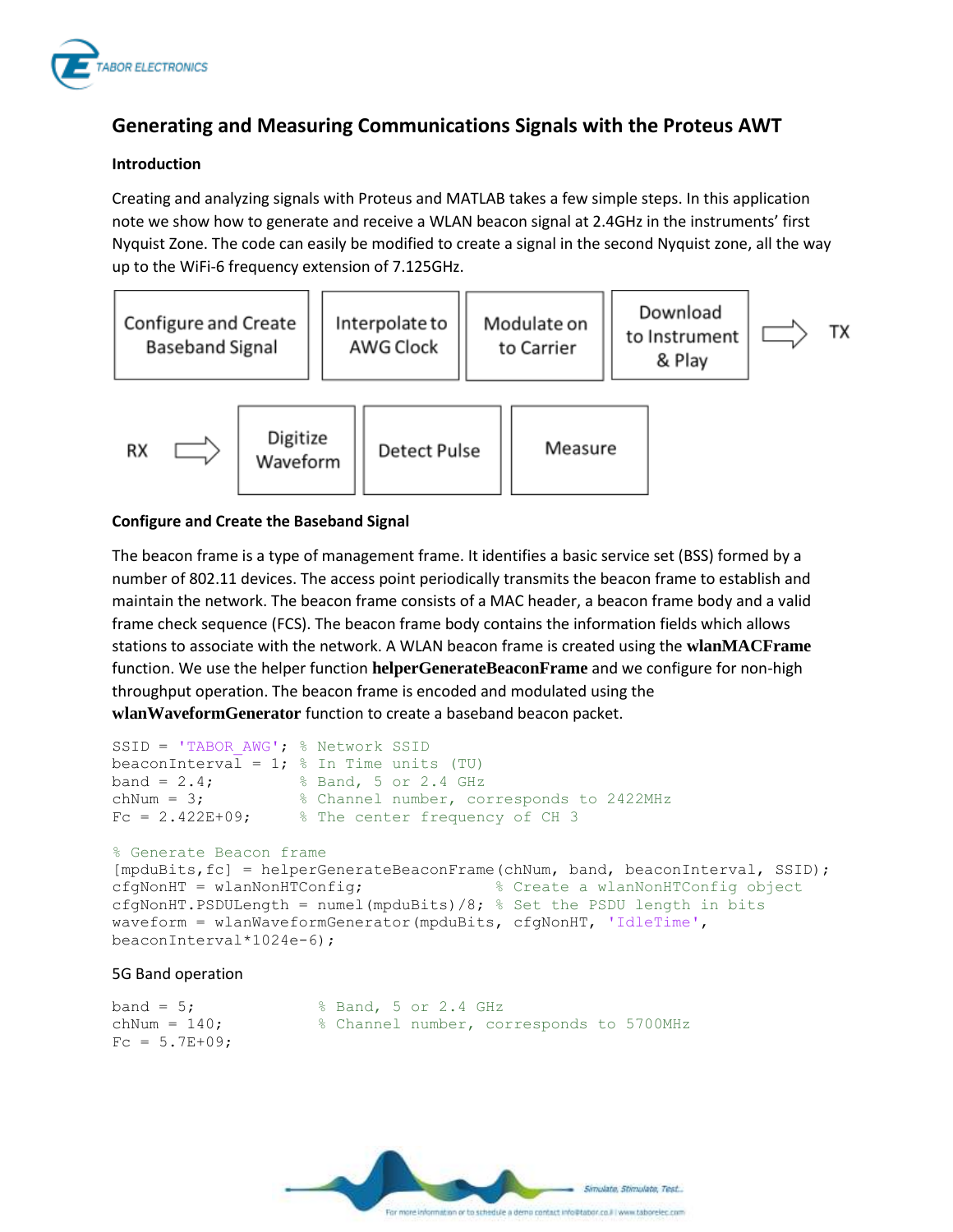# Generating and Measuring Communications Signals with the Proteus AWT

## Introduction

Creating and analyzing signals with Proteus and MATLAB takes a few simple steps. In this application note we show how to generate and receive a WLAN beacon signal at 2.4GHz in the instruments' first Nyquist Zone. The code can easily be modified to create a signal in the second Nyquist zone, all the way up to the WiFi-6 frequency extension of 7.125GHz.

Configure and Create Baseband Signal → Interpolate to AWG Clock → Modulate on to Carrier → Download to Instrument & Play ⇒ TX

RX ⇒ Digitize Waveform → Detect Pulse → Measure

## Configure and Create the Baseband Signal

The beacon frame is a type of management frame. It identifies a basic service set (BSS) formed by a number of 802.11 devices. The access point periodically transmits the beacon frame to establish and maintain the network. The beacon frame consists of a MAC header, a beacon frame body and a valid frame check sequence (FCS). The beacon frame body contains the information fields which allows stations to associate with the network. A WLAN beacon frame is created using the **wlanMACFrame** function. We use the helper function **helperGenerateBeaconFrame** and we configure for non-high throughput operation. The beacon frame is encoded and modulated using the **wlanWaveformGenerator** function to create a baseband beacon packet.

```
SSID = 'TABOR_AWG'; % Network SSID
beaconInterval = 1; % In Time units (TU)
band = 2.4;         % Band, 5 or 2.4 GHz
chNum = 3;          % Channel number, corresponds to 2422MHz
Fc = 2.422E+09;     % The center frequency of CH 3

% Generate Beacon frame
[mpduBits,fc] = helperGenerateBeaconFrame(chNum, band, beaconInterval, SSID);
cfgNonHT = wlanNonHTConfig;                % Create a wlanNonHTConfig object
cfgNonHT.PSDULength = numel(mpduBits)/8; % Set the PSDU length in bits
waveform = wlanWaveformGenerator(mpduBits, cfgNonHT, 'IdleTime',
beaconInterval*1024e-6);
```

5G Band operation

```
band = 5;               % Band, 5 or 2.4 GHz
chNum = 140;            % Channel number, corresponds to 5700MHz
Fc = 5.7E+09;
```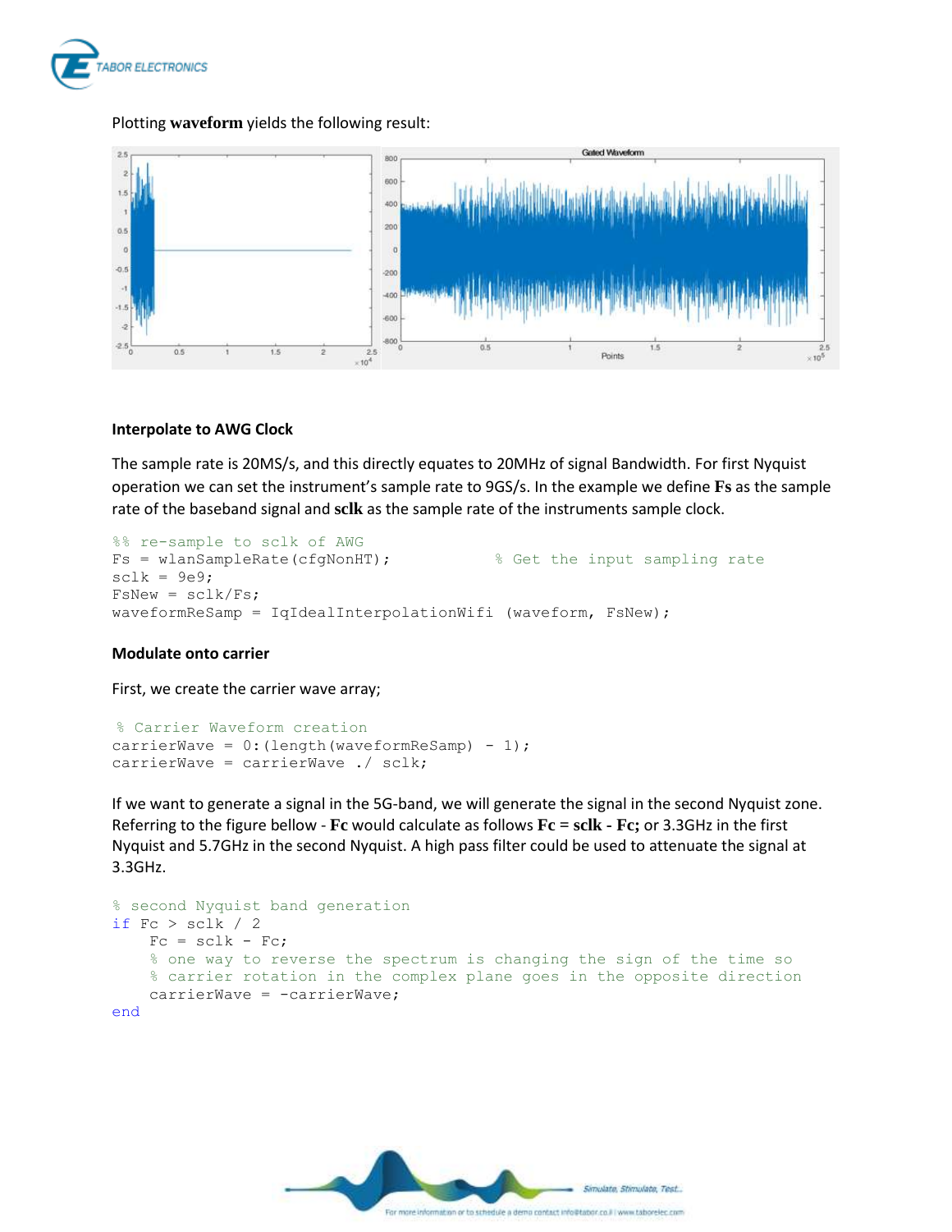Plotting **waveform** yields the following result:

#### Interpolate to AWG Clock

The sample rate is 20MS/s, and this directly equates to 20MHz of signal Bandwidth. For first Nyquist operation we can set the instrument's sample rate to 9GS/s. In the example we define **Fs** as the sample rate of the baseband signal and **sclk** as the sample rate of the instruments sample clock.

```
%% re-sample to sclk of AWG
Fs = wlanSampleRate(cfgNonHT);              % Get the input sampling rate
sclk = 9e9;
FsNew = sclk/Fs;
waveformReSamp = IqIdealInterpolationWifi (waveform, FsNew);
```

#### Modulate onto carrier

First, we create the carrier wave array;

```
% Carrier Waveform creation
carrierWave = 0:(length(waveformReSamp) - 1);
carrierWave = carrierWave ./ sclk;
```

If we want to generate a signal in the 5G-band, we will generate the signal in the second Nyquist zone. Referring to the figure bellow - **Fc** would calculate as follows **Fc** = **sclk** - **Fc;** or 3.3GHz in the first Nyquist and 5.7GHz in the second Nyquist. A high pass filter could be used to attenuate the signal at 3.3GHz.

```
% second Nyquist band generation
if Fc > sclk / 2
    Fc = sclk - Fc;
    % one way to reverse the spectrum is changing the sign of the time so
    % carrier rotation in the complex plane goes in the opposite direction
    carrierWave = -carrierWave;
end
```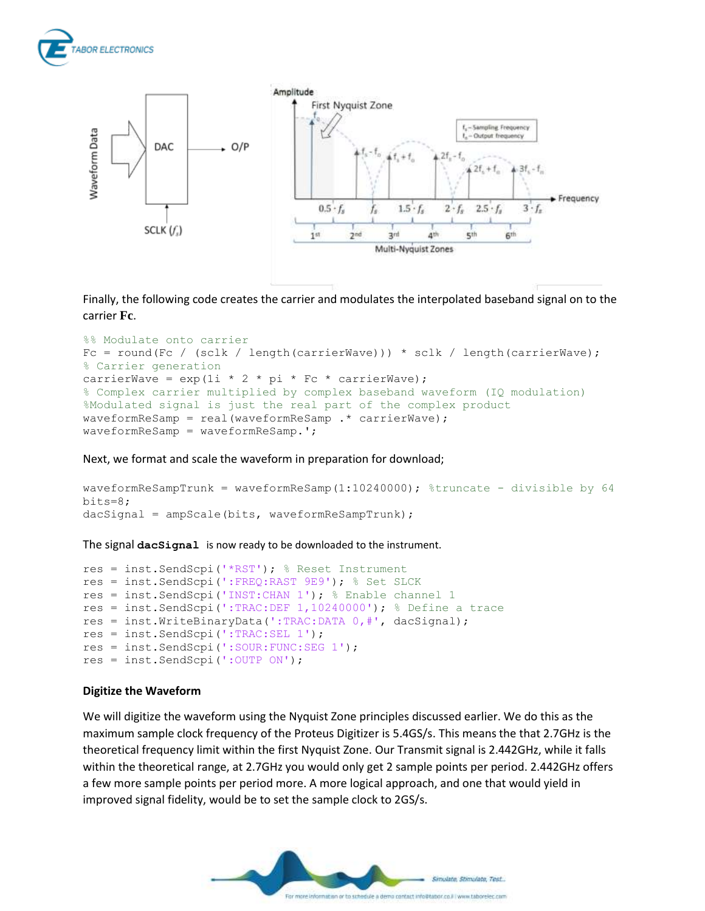Finally, the following code creates the carrier and modulates the interpolated baseband signal on to the carrier **Fc**.

```
%% Modulate onto carrier
Fc = round(Fc / (sclk / length(carrierWave))) * sclk / length(carrierWave);
% Carrier generation
carrierWave = exp(1i * 2 * pi * Fc * carrierWave);
% Complex carrier multiplied by complex baseband waveform (IQ modulation)
%Modulated signal is just the real part of the complex product
waveformReSamp = real(waveformReSamp .* carrierWave);
waveformReSamp = waveformReSamp.';
```

Next, we format and scale the waveform in preparation for download;

```
waveformReSampTrunk = waveformReSamp(1:10240000); %truncate - divisible by 64
bits=8;
dacSignal = ampScale(bits, waveformReSampTrunk);
```

The signal **dacSignal** is now ready to be downloaded to the instrument.

```
res = inst.SendScpi('*RST'); % Reset Instrument
res = inst.SendScpi(':FREQ:RAST 9E9'); % Set SLCK
res = inst.SendScpi('INST:CHAN 1'); % Enable channel 1
res = inst.SendScpi(':TRAC:DEF 1,10240000'); % Define a trace
res = inst.WriteBinaryData(':TRAC:DATA 0,#', dacSignal);
res = inst.SendScpi(':TRAC:SEL 1');
res = inst.SendScpi(':SOUR:FUNC:SEG 1');
res = inst.SendScpi(':OUTP ON');
```

### Digitize the Waveform

We will digitize the waveform using the Nyquist Zone principles discussed earlier. We do this as the maximum sample clock frequency of the Proteus Digitizer is 5.4GS/s. This means the that 2.7GHz is the theoretical frequency limit within the first Nyquist Zone. Our Transmit signal is 2.442GHz, while it falls within the theoretical range, at 2.7GHz you would only get 2 sample points per period. 2.442GHz offers a few more sample points per period more. A more logical approach, and one that would yield in improved signal fidelity, would be to set the sample clock to 2GS/s.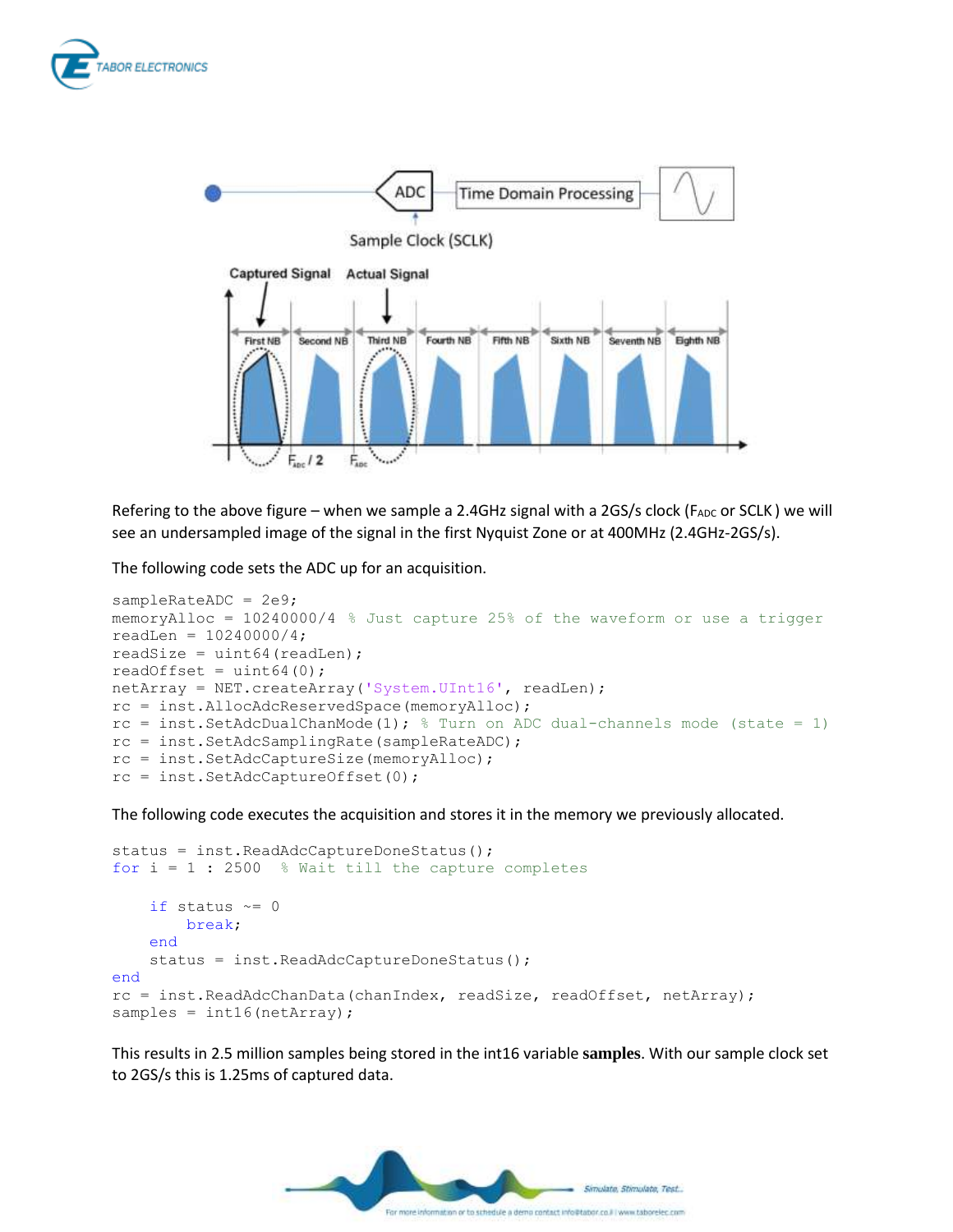Refering to the above figure – when we sample a 2.4GHz signal with a 2GS/s clock ($F_{ADC}$ or SCLK ) we will see an undersampled image of the signal in the first Nyquist Zone or at 400MHz (2.4GHz-2GS/s).

The following code sets the ADC up for an acquisition.

```
sampleRateADC = 2e9;
memoryAlloc = 10240000/4 % Just capture 25% of the waveform or use a trigger
readLen = 10240000/4;
readSize = uint64(readLen);
readOffset = uint64(0);
netArray = NET.createArray('System.UInt16', readLen);
rc = inst.AllocAdcReservedSpace(memoryAlloc);
rc = inst.SetAdcDualChanMode(1); % Turn on ADC dual-channels mode (state = 1)
rc = inst.SetAdcSamplingRate(sampleRateADC);
rc = inst.SetAdcCaptureSize(memoryAlloc);
rc = inst.SetAdcCaptureOffset(0);
```

The following code executes the acquisition and stores it in the memory we previously allocated.

```
status = inst.ReadAdcCaptureDoneStatus();
for i = 1 : 2500  % Wait till the capture completes

    if status ~= 0
        break;
    end
    status = inst.ReadAdcCaptureDoneStatus();
end
rc = inst.ReadAdcChanData(chanIndex, readSize, readOffset, netArray);
samples = int16(netArray);
```

This results in 2.5 million samples being stored in the int16 variable **samples**. With our sample clock set to 2GS/s this is 1.25ms of captured data.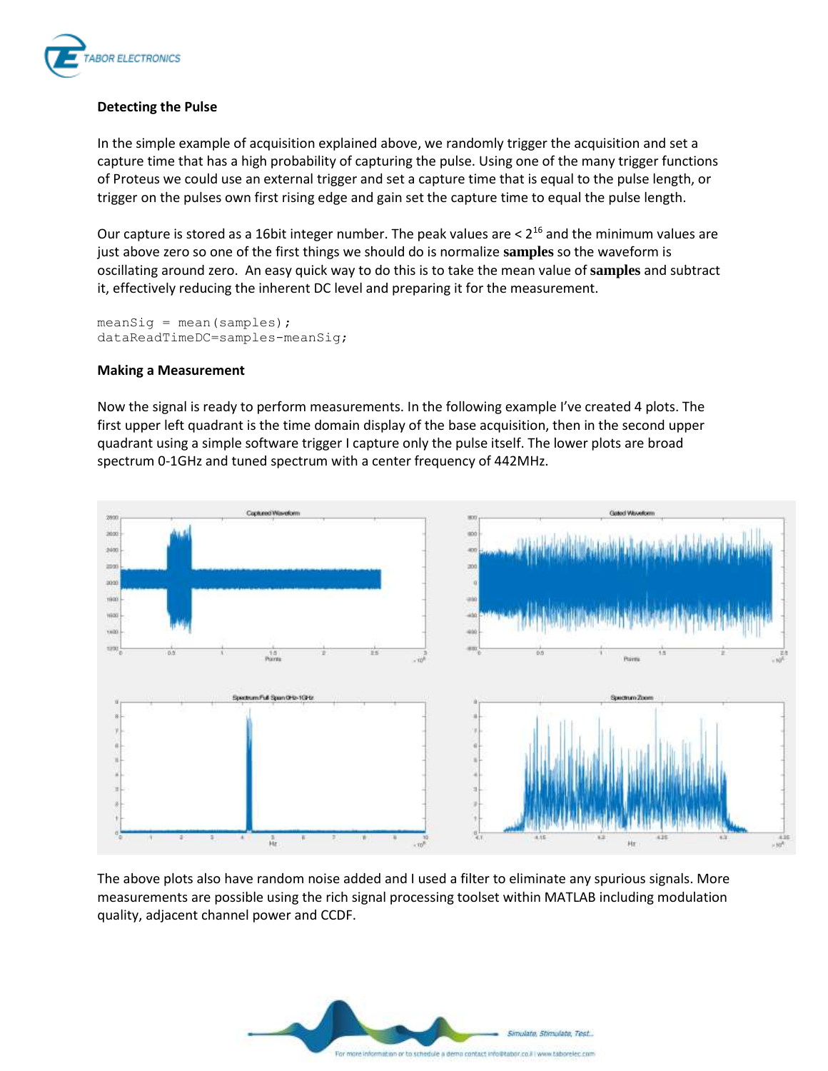### Detecting the Pulse

In the simple example of acquisition explained above, we randomly trigger the acquisition and set a capture time that has a high probability of capturing the pulse. Using one of the many trigger functions of Proteus we could use an external trigger and set a capture time that is equal to the pulse length, or trigger on the pulses own first rising edge and gain set the capture time to equal the pulse length.

Our capture is stored as a 16bit integer number. The peak values are < $2^{16}$ and the minimum values are just above zero so one of the first things we should do is normalize **samples** so the waveform is oscillating around zero. An easy quick way to do this is to take the mean value of **samples** and subtract it, effectively reducing the inherent DC level and preparing it for the measurement.

```
meanSig = mean(samples);
dataReadTimeDC=samples-meanSig;
```

### Making a Measurement

Now the signal is ready to perform measurements. In the following example I've created 4 plots. The first upper left quadrant is the time domain display of the base acquisition, then in the second upper quadrant using a simple software trigger I capture only the pulse itself. The lower plots are broad spectrum 0-1GHz and tuned spectrum with a center frequency of 442MHz.

The above plots also have random noise added and I used a filter to eliminate any spurious signals. More measurements are possible using the rich signal processing toolset within MATLAB including modulation quality, adjacent channel power and CCDF.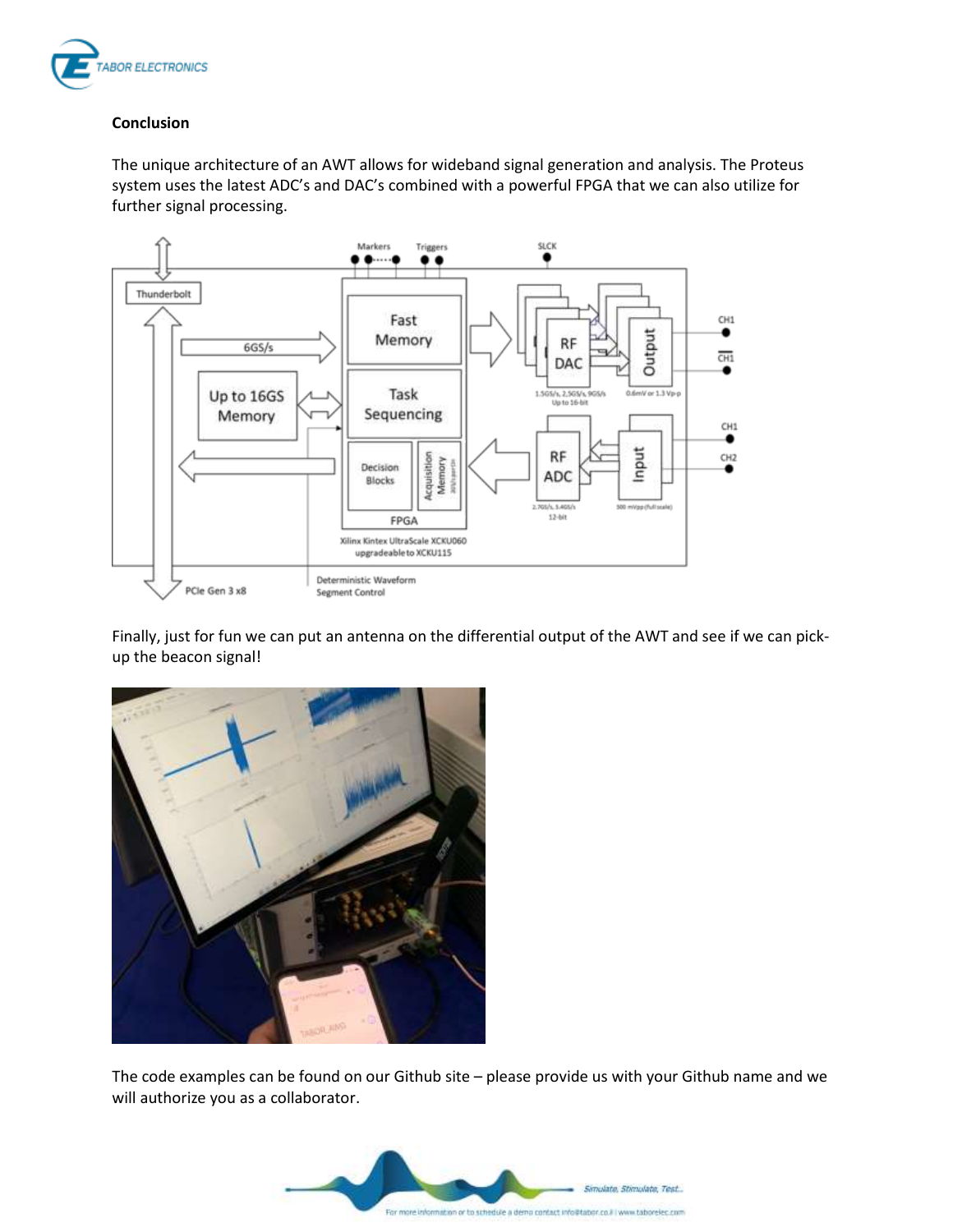**Conclusion**

The unique architecture of an AWT allows for wideband signal generation and analysis. The Proteus system uses the latest ADC's and DAC's combined with a powerful FPGA that we can also utilize for further signal processing.

Markers
Triggers
SLCK
Thunderbolt
6GS/s
Fast Memory
Up to 16GS Memory
Task Sequencing
RF DAC
Output
CH1
$\overline{CH1}$
1.5GS/s, 2.5GS/s, 9GS/s
Up to 16-bit
0.6mV or 1.3 Vp-p
CH1
CH2
RF ADC
Input
Decision Blocks
Acquisition Memory
2GS/s per ch
2.7GS/s, 5.4GS/s
12-bit
500 mVpp (full scale)
FPGA
Xilinx Kintex UltraScale XCKU060
upgradeable to XCKU115
PCIe Gen 3 x8
Deterministic Waveform
Segment Control

Finally, just for fun we can put an antenna on the differential output of the AWT and see if we can pick-up the beacon signal!

The code examples can be found on our Github site – please provide us with your Github name and we will authorize you as a collaborator.